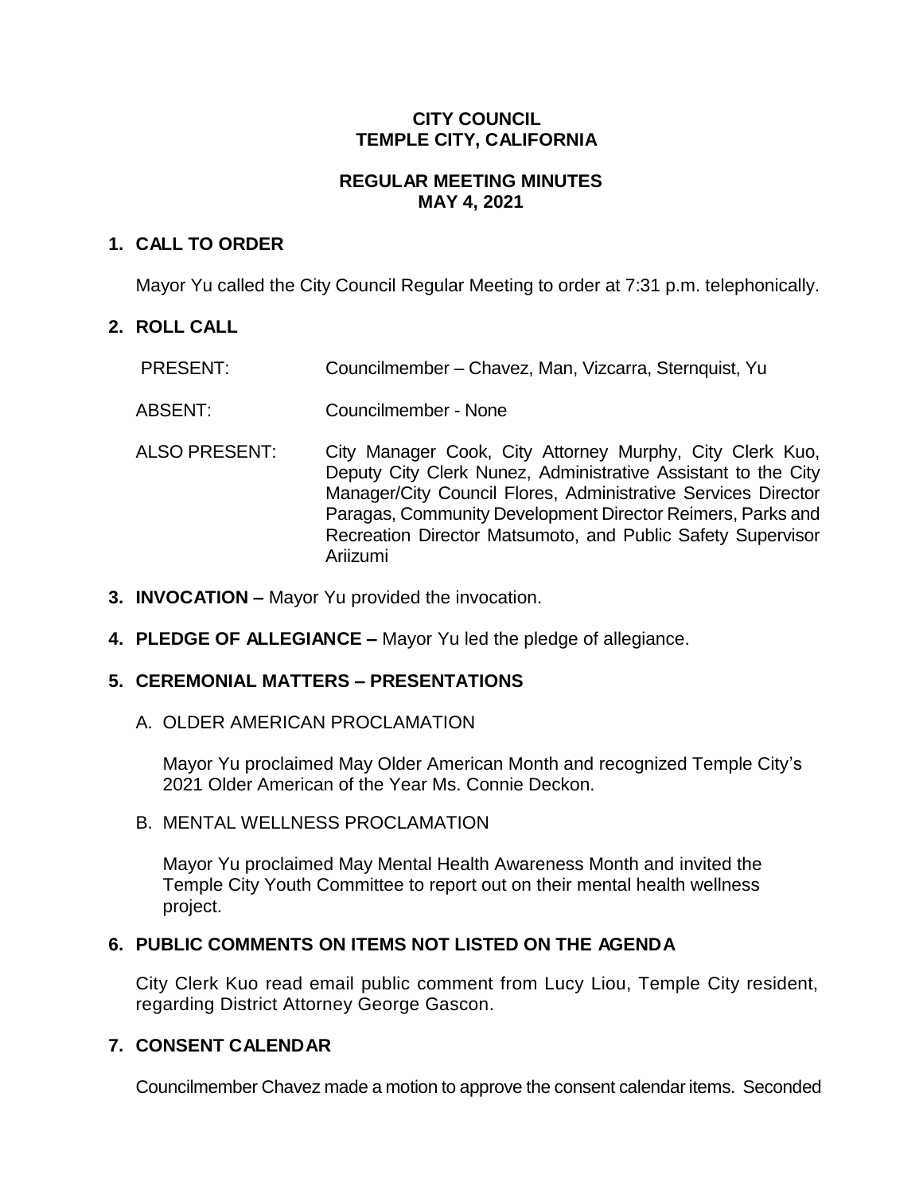**CITY COUNCIL**
**TEMPLE CITY, CALIFORNIA**

**REGULAR MEETING MINUTES**
**MAY 4, 2021**

## 1. CALL TO ORDER

Mayor Yu called the City Council Regular Meeting to order at 7:31 p.m. telephonically.

## 2. ROLL CALL

PRESENT: Councilmember – Chavez, Man, Vizcarra, Sternquist, Yu

ABSENT: Councilmember - None

ALSO PRESENT: City Manager Cook, City Attorney Murphy, City Clerk Kuo, Deputy City Clerk Nunez, Administrative Assistant to the City Manager/City Council Flores, Administrative Services Director Paragas, Community Development Director Reimers, Parks and Recreation Director Matsumoto, and Public Safety Supervisor Ariizumi

## 3. INVOCATION – Mayor Yu provided the invocation.

## 4. PLEDGE OF ALLEGIANCE – Mayor Yu led the pledge of allegiance.

## 5. CEREMONIAL MATTERS – PRESENTATIONS

A. OLDER AMERICAN PROCLAMATION

Mayor Yu proclaimed May Older American Month and recognized Temple City's 2021 Older American of the Year Ms. Connie Deckon.

B. MENTAL WELLNESS PROCLAMATION

Mayor Yu proclaimed May Mental Health Awareness Month and invited the Temple City Youth Committee to report out on their mental health wellness project.

## 6. PUBLIC COMMENTS ON ITEMS NOT LISTED ON THE AGENDA

City Clerk Kuo read email public comment from Lucy Liou, Temple City resident, regarding District Attorney George Gascon.

## 7. CONSENT CALENDAR

Councilmember Chavez made a motion to approve the consent calendar items. Seconded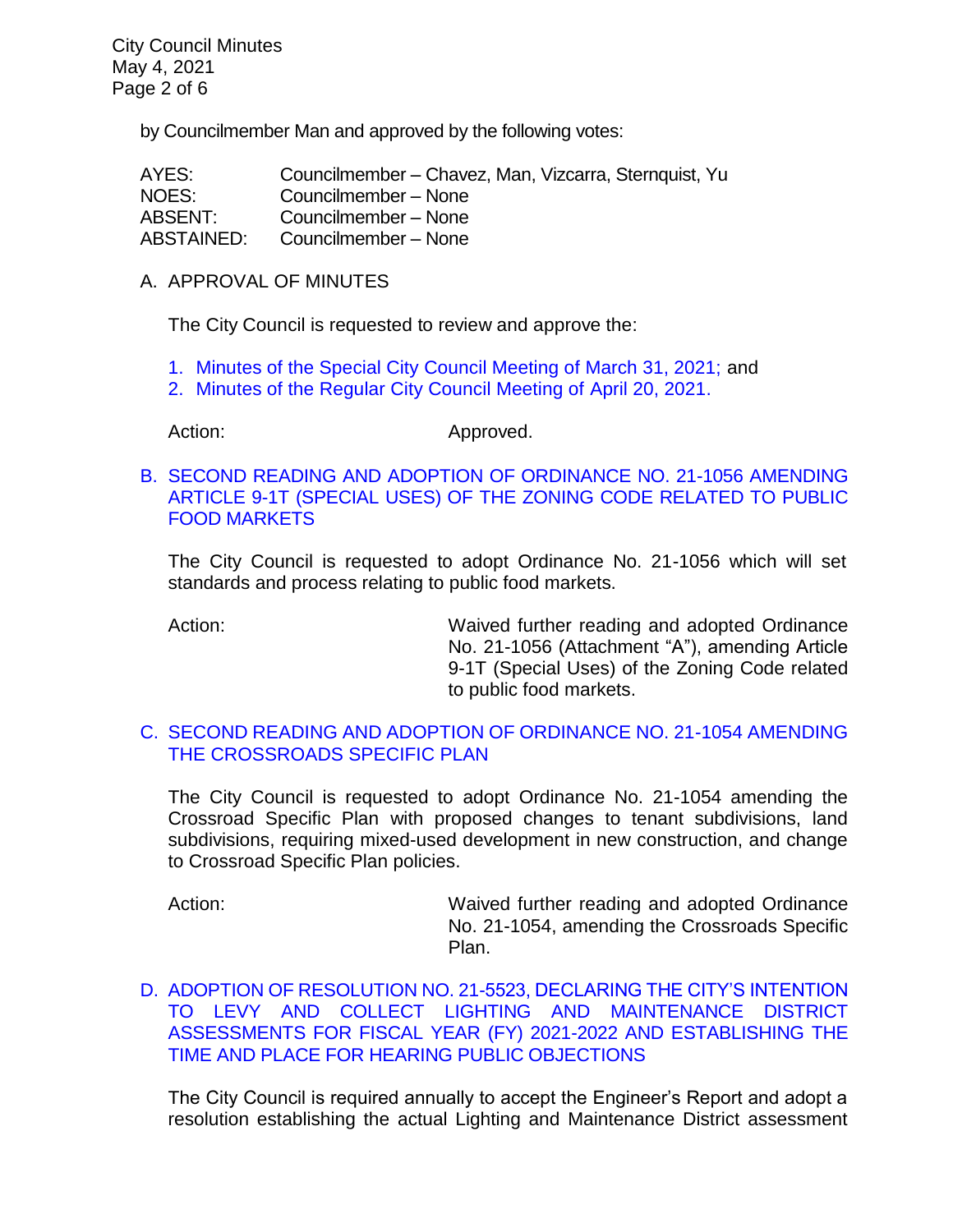by Councilmember Man and approved by the following votes:

| | |
|---|---|
| AYES: | Councilmember – Chavez, Man, Vizcarra, Sternquist, Yu |
| NOES: | Councilmember – None |
| ABSENT: | Councilmember – None |
| ABSTAINED: | Councilmember – None |

A. APPROVAL OF MINUTES

The City Council is requested to review and approve the:

1. Minutes of the Special City Council Meeting of March 31, 2021; and
2. Minutes of the Regular City Council Meeting of April 20, 2021.

Action: Approved.

B. SECOND READING AND ADOPTION OF ORDINANCE NO. 21-1056 AMENDING ARTICLE 9-1T (SPECIAL USES) OF THE ZONING CODE RELATED TO PUBLIC FOOD MARKETS

The City Council is requested to adopt Ordinance No. 21-1056 which will set standards and process relating to public food markets.

Action: Waived further reading and adopted Ordinance No. 21-1056 (Attachment "A"), amending Article 9-1T (Special Uses) of the Zoning Code related to public food markets.

C. SECOND READING AND ADOPTION OF ORDINANCE NO. 21-1054 AMENDING THE CROSSROADS SPECIFIC PLAN

The City Council is requested to adopt Ordinance No. 21-1054 amending the Crossroad Specific Plan with proposed changes to tenant subdivisions, land subdivisions, requiring mixed-used development in new construction, and change to Crossroad Specific Plan policies.

Action: Waived further reading and adopted Ordinance No. 21-1054, amending the Crossroads Specific Plan.

D. ADOPTION OF RESOLUTION NO. 21-5523, DECLARING THE CITY'S INTENTION TO LEVY AND COLLECT LIGHTING AND MAINTENANCE DISTRICT ASSESSMENTS FOR FISCAL YEAR (FY) 2021-2022 AND ESTABLISHING THE TIME AND PLACE FOR HEARING PUBLIC OBJECTIONS

The City Council is required annually to accept the Engineer's Report and adopt a resolution establishing the actual Lighting and Maintenance District assessment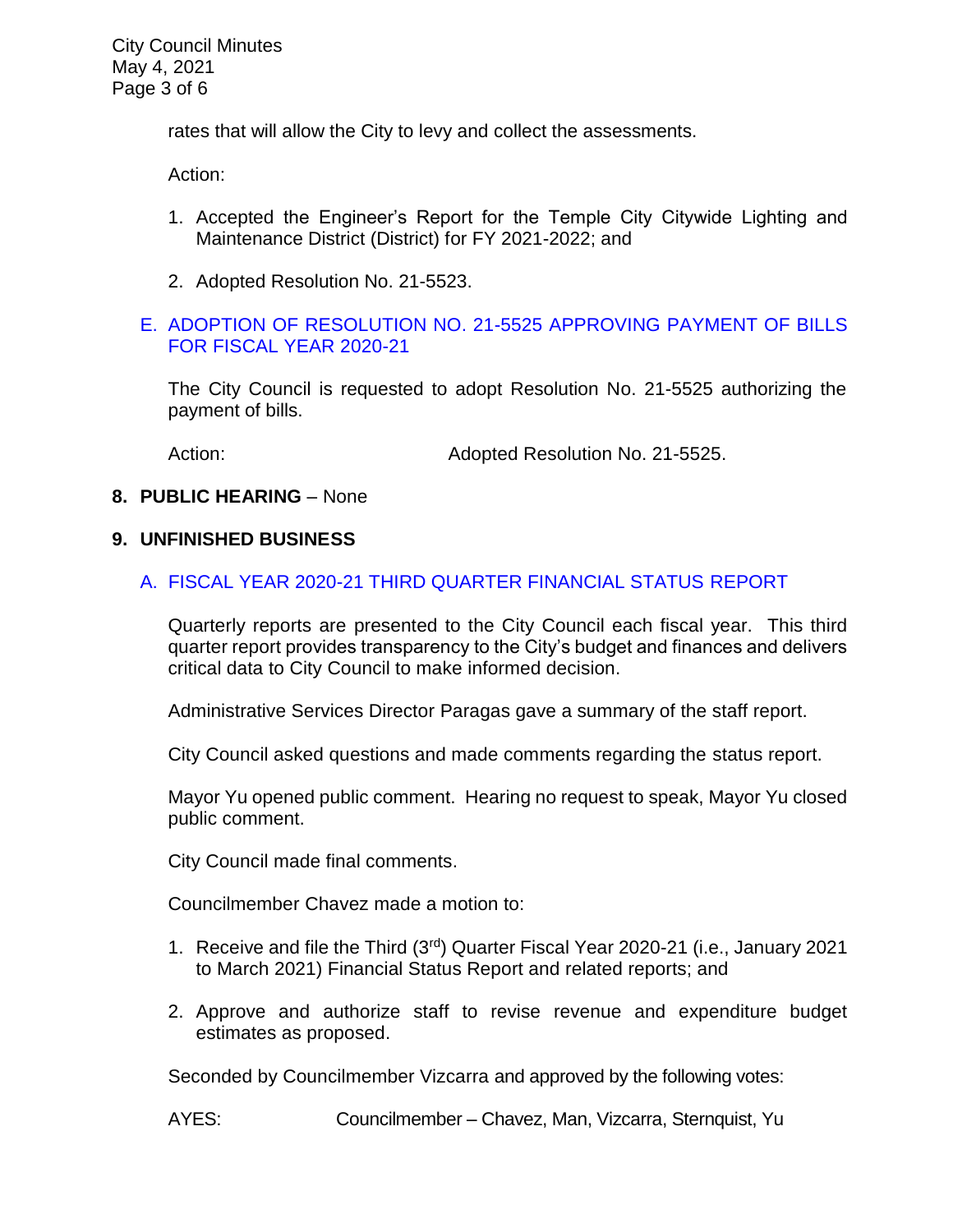rates that will allow the City to levy and collect the assessments.

Action:

1. Accepted the Engineer's Report for the Temple City Citywide Lighting and Maintenance District (District) for FY 2021-2022; and

2. Adopted Resolution No. 21-5523.

E. ADOPTION OF RESOLUTION NO. 21-5525 APPROVING PAYMENT OF BILLS FOR FISCAL YEAR 2020-21

The City Council is requested to adopt Resolution No. 21-5525 authorizing the payment of bills.

Action: Adopted Resolution No. 21-5525.

**8. PUBLIC HEARING** – None

**9. UNFINISHED BUSINESS**

A. FISCAL YEAR 2020-21 THIRD QUARTER FINANCIAL STATUS REPORT

Quarterly reports are presented to the City Council each fiscal year. This third quarter report provides transparency to the City's budget and finances and delivers critical data to City Council to make informed decision.

Administrative Services Director Paragas gave a summary of the staff report.

City Council asked questions and made comments regarding the status report.

Mayor Yu opened public comment. Hearing no request to speak, Mayor Yu closed public comment.

City Council made final comments.

Councilmember Chavez made a motion to:

1. Receive and file the Third (3rd) Quarter Fiscal Year 2020-21 (i.e., January 2021 to March 2021) Financial Status Report and related reports; and

2. Approve and authorize staff to revise revenue and expenditure budget estimates as proposed.

Seconded by Councilmember Vizcarra and approved by the following votes:

AYES: Councilmember – Chavez, Man, Vizcarra, Sternquist, Yu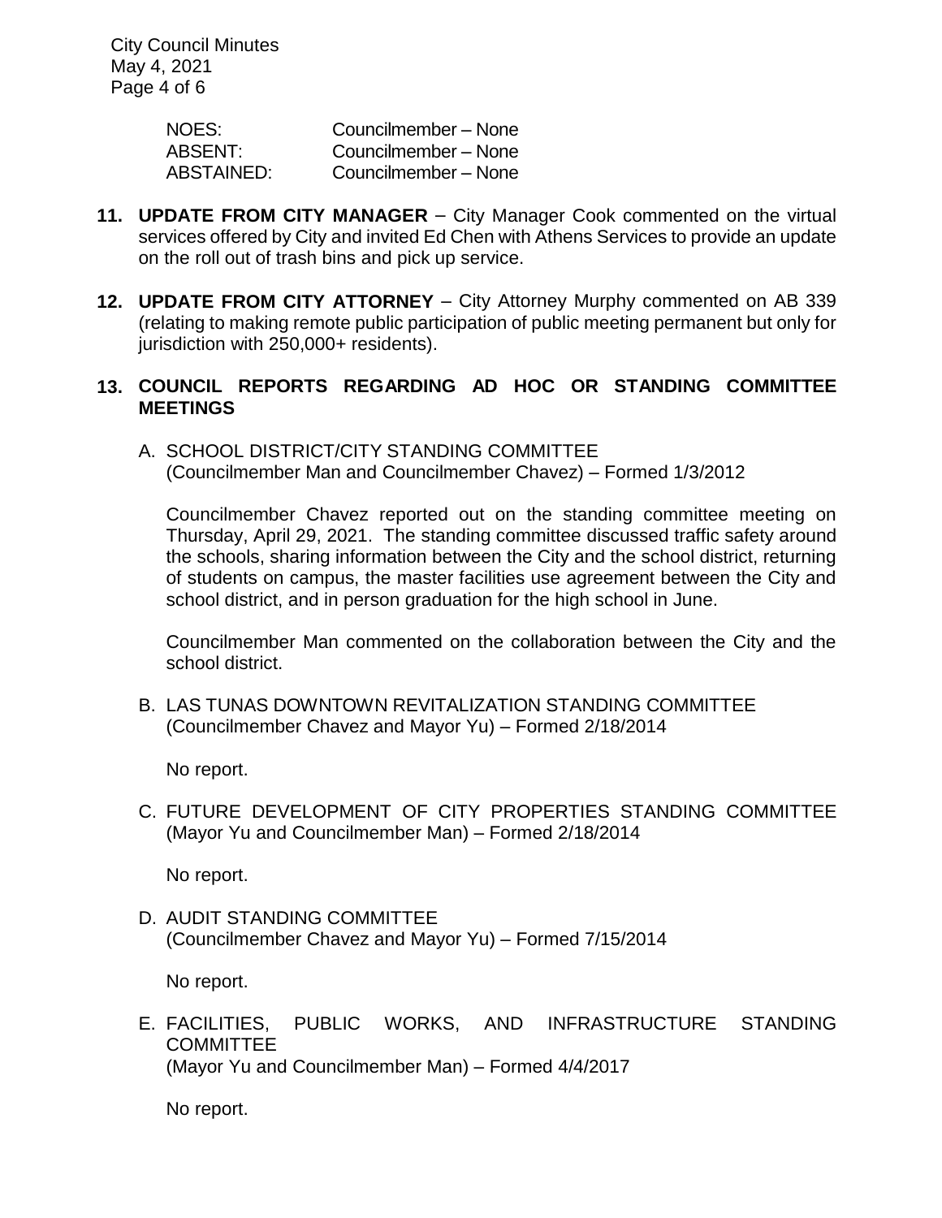| | |
|---|---|
| NOES: | Councilmember – None |
| ABSENT: | Councilmember – None |
| ABSTAINED: | Councilmember – None |

**11. UPDATE FROM CITY MANAGER** – City Manager Cook commented on the virtual services offered by City and invited Ed Chen with Athens Services to provide an update on the roll out of trash bins and pick up service.

**12. UPDATE FROM CITY ATTORNEY** – City Attorney Murphy commented on AB 339 (relating to making remote public participation of public meeting permanent but only for jurisdiction with 250,000+ residents).

**13. COUNCIL REPORTS REGARDING AD HOC OR STANDING COMMITTEE MEETINGS**

A. SCHOOL DISTRICT/CITY STANDING COMMITTEE
(Councilmember Man and Councilmember Chavez) – Formed 1/3/2012

Councilmember Chavez reported out on the standing committee meeting on Thursday, April 29, 2021. The standing committee discussed traffic safety around the schools, sharing information between the City and the school district, returning of students on campus, the master facilities use agreement between the City and school district, and in person graduation for the high school in June.

Councilmember Man commented on the collaboration between the City and the school district.

B. LAS TUNAS DOWNTOWN REVITALIZATION STANDING COMMITTEE
(Councilmember Chavez and Mayor Yu) – Formed 2/18/2014

No report.

C. FUTURE DEVELOPMENT OF CITY PROPERTIES STANDING COMMITTEE
(Mayor Yu and Councilmember Man) – Formed 2/18/2014

No report.

D. AUDIT STANDING COMMITTEE
(Councilmember Chavez and Mayor Yu) – Formed 7/15/2014

No report.

E. FACILITIES, PUBLIC WORKS, AND INFRASTRUCTURE STANDING COMMITTEE
(Mayor Yu and Councilmember Man) – Formed 4/4/2017

No report.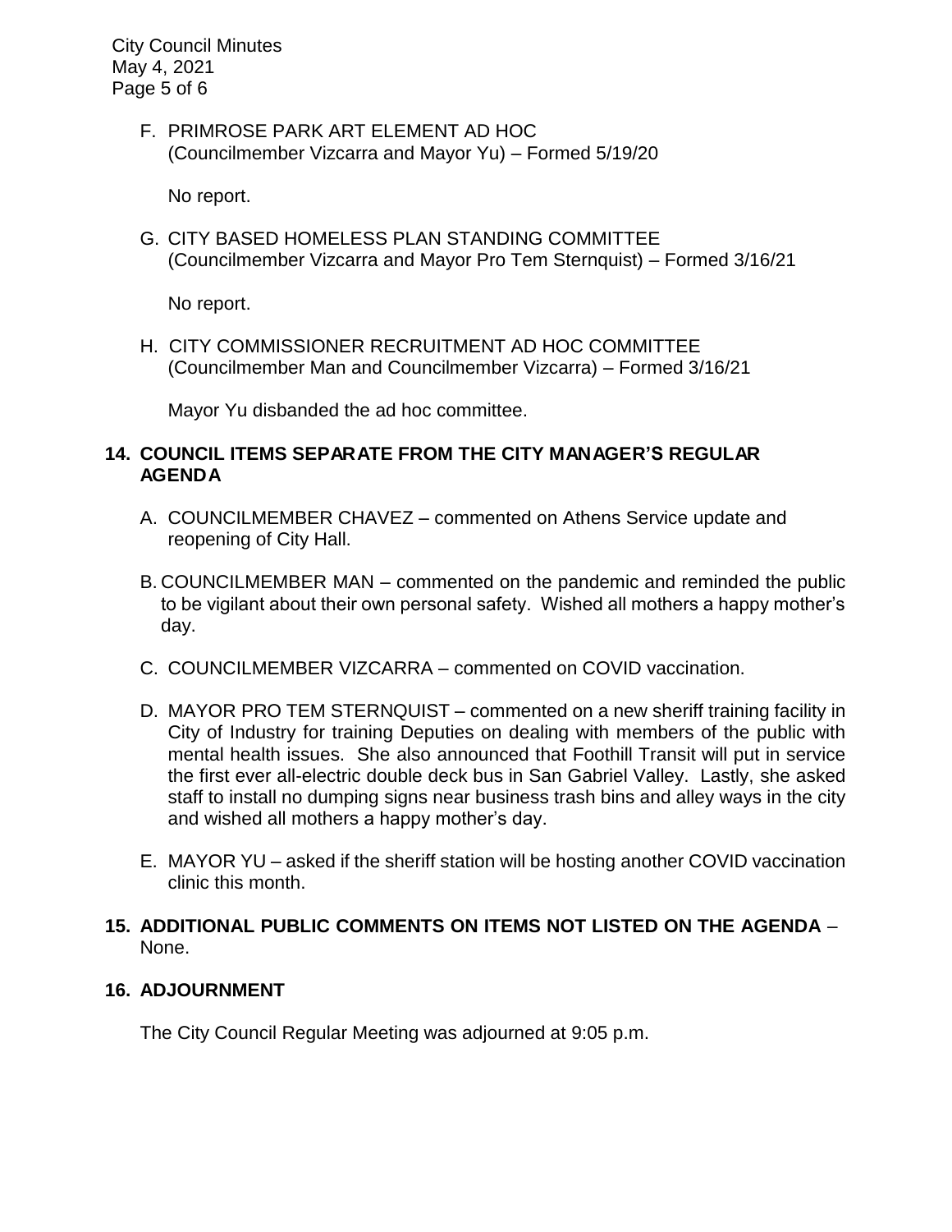F. PRIMROSE PARK ART ELEMENT AD HOC
(Councilmember Vizcarra and Mayor Yu) – Formed 5/19/20

No report.

G. CITY BASED HOMELESS PLAN STANDING COMMITTEE
(Councilmember Vizcarra and Mayor Pro Tem Sternquist) – Formed 3/16/21

No report.

H. CITY COMMISSIONER RECRUITMENT AD HOC COMMITTEE
(Councilmember Man and Councilmember Vizcarra) – Formed 3/16/21

Mayor Yu disbanded the ad hoc committee.

**14. COUNCIL ITEMS SEPARATE FROM THE CITY MANAGER'S REGULAR AGENDA**

A. COUNCILMEMBER CHAVEZ – commented on Athens Service update and reopening of City Hall.

B. COUNCILMEMBER MAN – commented on the pandemic and reminded the public to be vigilant about their own personal safety. Wished all mothers a happy mother's day.

C. COUNCILMEMBER VIZCARRA – commented on COVID vaccination.

D. MAYOR PRO TEM STERNQUIST – commented on a new sheriff training facility in City of Industry for training Deputies on dealing with members of the public with mental health issues. She also announced that Foothill Transit will put in service the first ever all-electric double deck bus in San Gabriel Valley. Lastly, she asked staff to install no dumping signs near business trash bins and alley ways in the city and wished all mothers a happy mother's day.

E. MAYOR YU – asked if the sheriff station will be hosting another COVID vaccination clinic this month.

**15. ADDITIONAL PUBLIC COMMENTS ON ITEMS NOT LISTED ON THE AGENDA** – None.

**16. ADJOURNMENT**

The City Council Regular Meeting was adjourned at 9:05 p.m.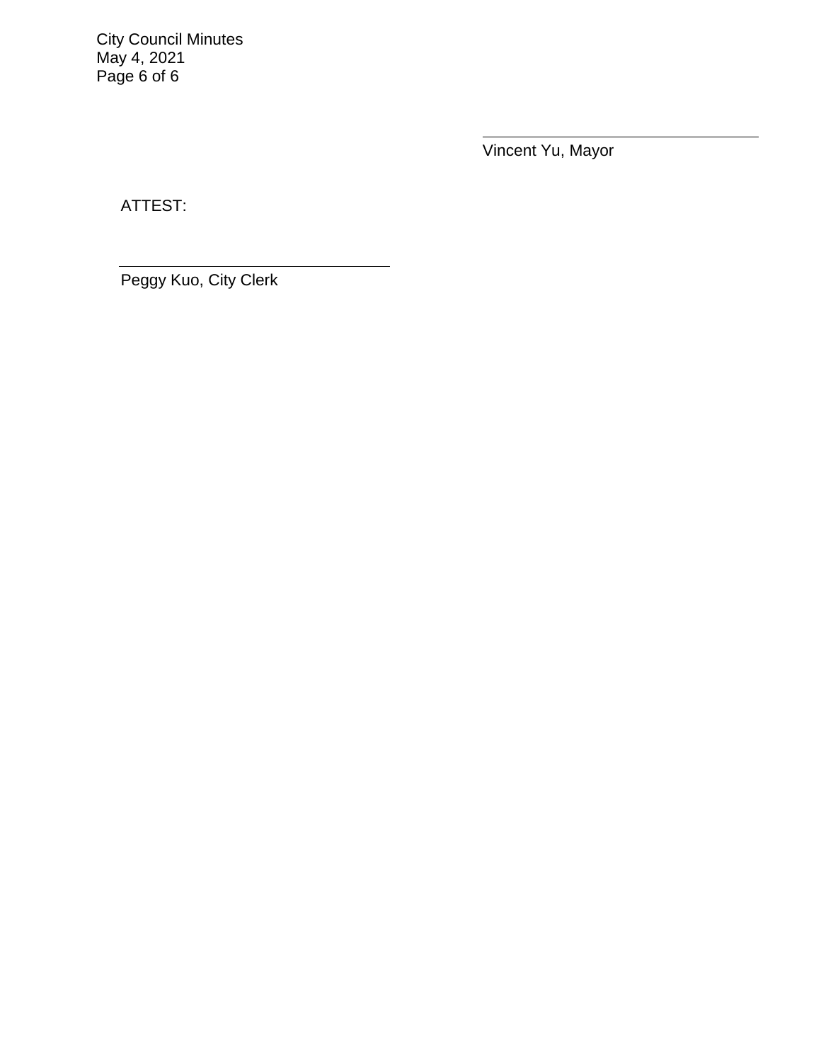\_\_\_\_\_\_\_\_\_\_\_\_\_\_\_\_\_\_\_\_\_\_\_\_\_\_\_\_\_\_\_\_

Vincent Yu, Mayor

ATTEST:

\_\_\_\_\_\_\_\_\_\_\_\_\_\_\_\_\_\_\_\_\_\_\_\_\_\_\_\_\_\_\_\_

Peggy Kuo, City Clerk